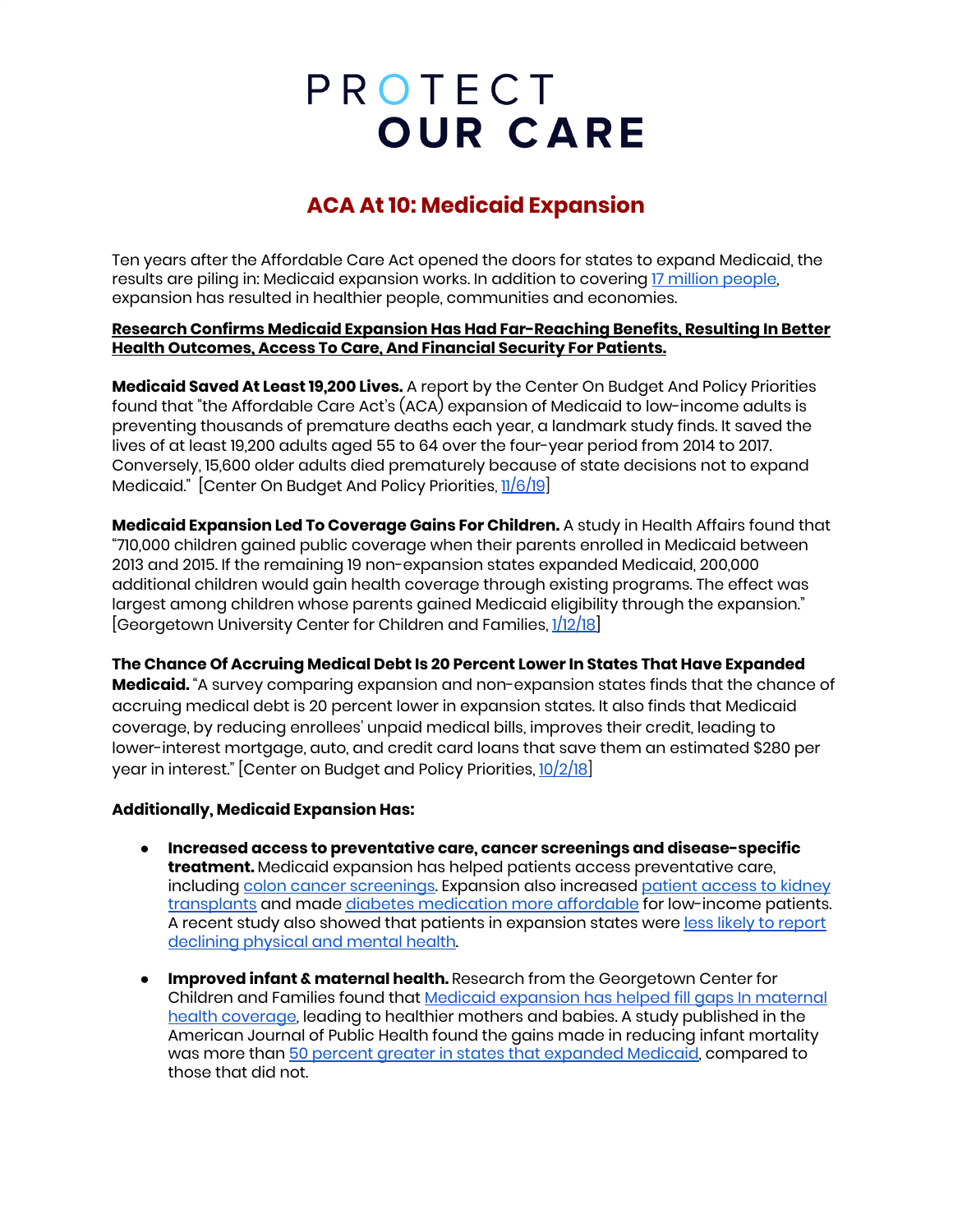# PROTECT OUR CARE

## ACA At 10: Medicaid Expansion

Ten years after the Affordable Care Act opened the doors for states to expand Medicaid, the results are piling in: Medicaid expansion works. In addition to covering 17 million people, expansion has resulted in healthier people, communities and economies.

**Research Confirms Medicaid Expansion Has Had Far-Reaching Benefits, Resulting In Better Health Outcomes, Access To Care, And Financial Security For Patients.**

**Medicaid Saved At Least 19,200 Lives.** A report by the Center On Budget And Policy Priorities found that "the Affordable Care Act's (ACA) expansion of Medicaid to low-income adults is preventing thousands of premature deaths each year, a landmark study finds. It saved the lives of at least 19,200 adults aged 55 to 64 over the four-year period from 2014 to 2017. Conversely, 15,600 older adults died prematurely because of state decisions not to expand Medicaid." [Center On Budget And Policy Priorities, 11/6/19]

**Medicaid Expansion Led To Coverage Gains For Children.** A study in Health Affairs found that "710,000 children gained public coverage when their parents enrolled in Medicaid between 2013 and 2015. If the remaining 19 non-expansion states expanded Medicaid, 200,000 additional children would gain health coverage through existing programs. The effect was largest among children whose parents gained Medicaid eligibility through the expansion." [Georgetown University Center for Children and Families, 1/12/18]

**The Chance Of Accruing Medical Debt Is 20 Percent Lower In States That Have Expanded Medicaid.** "A survey comparing expansion and non-expansion states finds that the chance of accruing medical debt is 20 percent lower in expansion states. It also finds that Medicaid coverage, by reducing enrollees' unpaid medical bills, improves their credit, leading to lower-interest mortgage, auto, and credit card loans that save them an estimated $280 per year in interest." [Center on Budget and Policy Priorities, 10/2/18]

**Additionally, Medicaid Expansion Has:**

- **Increased access to preventative care, cancer screenings and disease-specific treatment.** Medicaid expansion has helped patients access preventative care, including colon cancer screenings. Expansion also increased patient access to kidney transplants and made diabetes medication more affordable for low-income patients. A recent study also showed that patients in expansion states were less likely to report declining physical and mental health.
- **Improved infant & maternal health.** Research from the Georgetown Center for Children and Families found that Medicaid expansion has helped fill gaps In maternal health coverage, leading to healthier mothers and babies. A study published in the American Journal of Public Health found the gains made in reducing infant mortality was more than 50 percent greater in states that expanded Medicaid, compared to those that did not.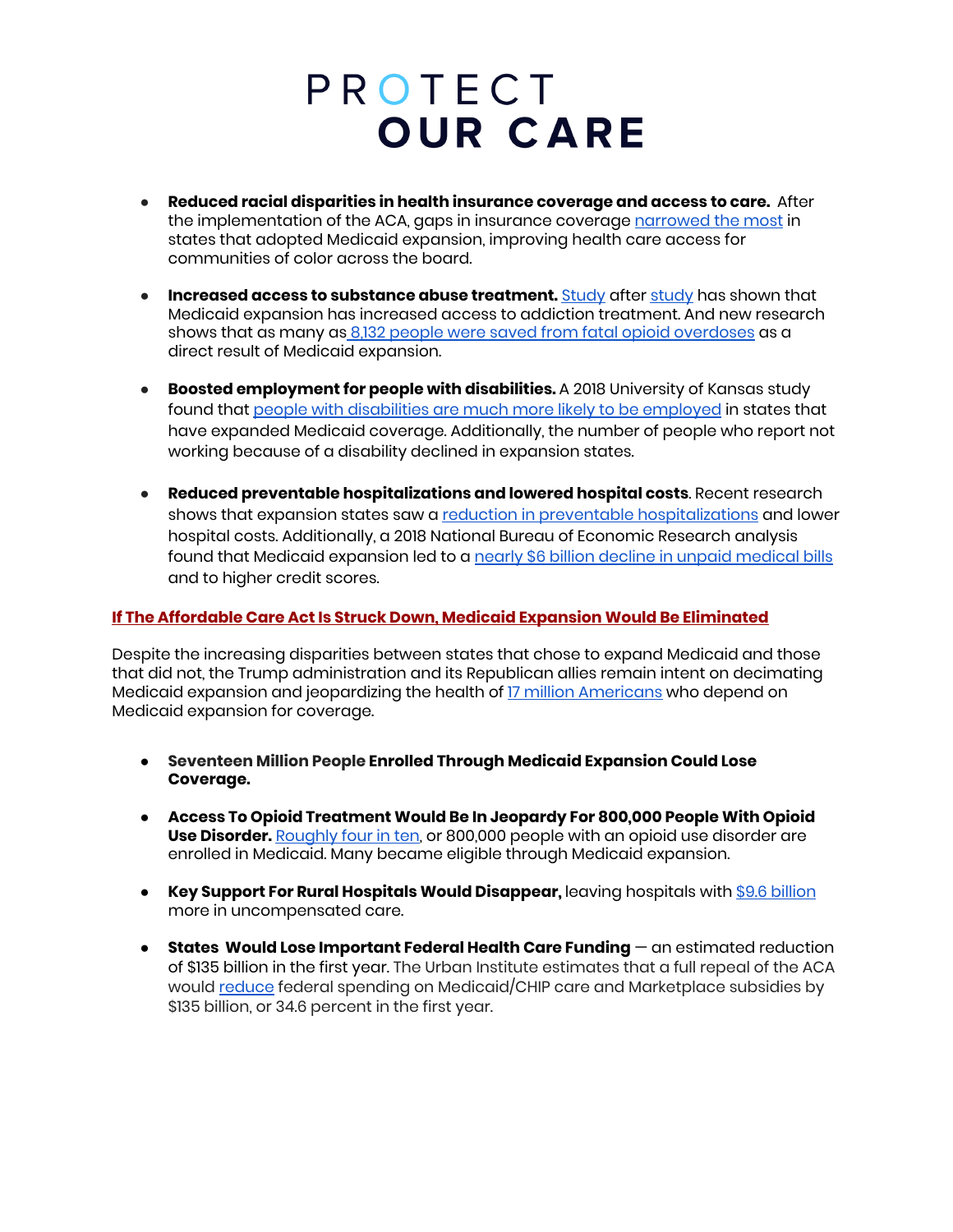# PROTECT OUR CARE

- **Reduced racial disparities in health insurance coverage and access to care.** After the implementation of the ACA, gaps in insurance coverage narrowed the most in states that adopted Medicaid expansion, improving health care access for communities of color across the board.

- **Increased access to substance abuse treatment.** Study after study has shown that Medicaid expansion has increased access to addiction treatment. And new research shows that as many as 8,132 people were saved from fatal opioid overdoses as a direct result of Medicaid expansion.

- **Boosted employment for people with disabilities.** A 2018 University of Kansas study found that people with disabilities are much more likely to be employed in states that have expanded Medicaid coverage. Additionally, the number of people who report not working because of a disability declined in expansion states.

- **Reduced preventable hospitalizations and lowered hospital costs**. Recent research shows that expansion states saw a reduction in preventable hospitalizations and lower hospital costs. Additionally, a 2018 National Bureau of Economic Research analysis found that Medicaid expansion led to a nearly $6 billion decline in unpaid medical bills and to higher credit scores.

## If The Affordable Care Act Is Struck Down, Medicaid Expansion Would Be Eliminated

Despite the increasing disparities between states that chose to expand Medicaid and those that did not, the Trump administration and its Republican allies remain intent on decimating Medicaid expansion and jeopardizing the health of 17 million Americans who depend on Medicaid expansion for coverage.

- **Seventeen Million People Enrolled Through Medicaid Expansion Could Lose Coverage.**

- **Access To Opioid Treatment Would Be In Jeopardy For 800,000 People With Opioid Use Disorder.** Roughly four in ten, or 800,000 people with an opioid use disorder are enrolled in Medicaid. Many became eligible through Medicaid expansion.

- **Key Support For Rural Hospitals Would Disappear,** leaving hospitals with $9.6 billion more in uncompensated care.

- **States Would Lose Important Federal Health Care Funding** — an estimated reduction of $135 billion in the first year. The Urban Institute estimates that a full repeal of the ACA would reduce federal spending on Medicaid/CHIP care and Marketplace subsidies by $135 billion, or 34.6 percent in the first year.